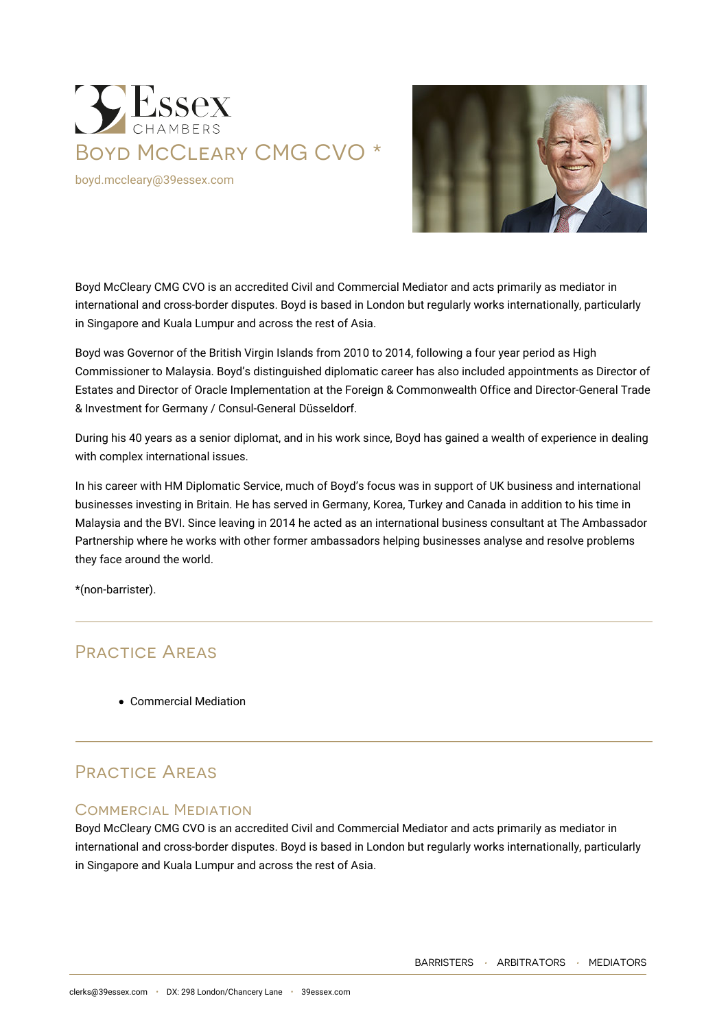# Boyd McCleary CMG CVO *

boyd.mccleary@39essex.com

Boyd McCleary CMG CVO is an accredited Civil and Commercial Mediator and acts primarily as mediator in international and cross-border disputes. Boyd is based in London but regularly works internationally, particularly in Singapore and Kuala Lumpur and across the rest of Asia.

Boyd was Governor of the British Virgin Islands from 2010 to 2014, following a four year period as High Commissioner to Malaysia. Boyd's distinguished diplomatic career has also included appointments as Director of Estates and Director of Oracle Implementation at the Foreign & Commonwealth Office and Director-General Trade & Investment for Germany / Consul-General Düsseldorf.

During his 40 years as a senior diplomat, and in his work since, Boyd has gained a wealth of experience in dealing with complex international issues.

In his career with HM Diplomatic Service, much of Boyd's focus was in support of UK business and international businesses investing in Britain. He has served in Germany, Korea, Turkey and Canada in addition to his time in Malaysia and the BVI. Since leaving in 2014 he acted as an international business consultant at The Ambassador Partnership where he works with other former ambassadors helping businesses analyse and resolve problems they face around the world.

*(non-barrister).

## Practice Areas

- Commercial Mediation

## Practice Areas

### Commercial Mediation

Boyd McCleary CMG CVO is an accredited Civil and Commercial Mediator and acts primarily as mediator in international and cross-border disputes. Boyd is based in London but regularly works internationally, particularly in Singapore and Kuala Lumpur and across the rest of Asia.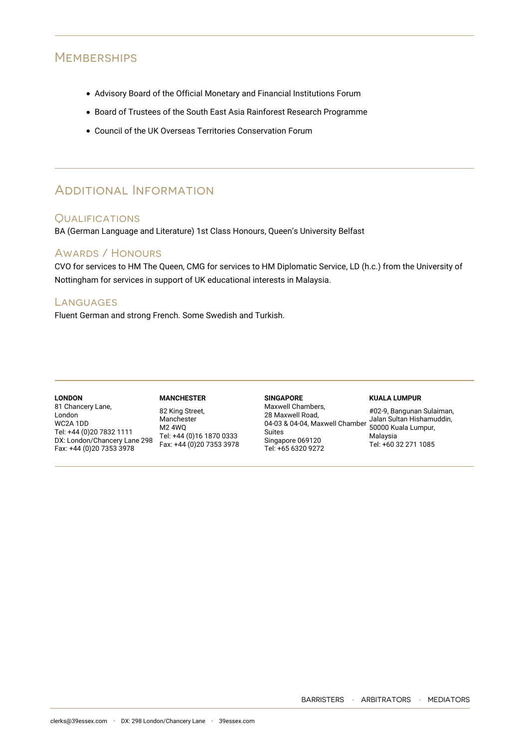## Memberships

- Advisory Board of the Official Monetary and Financial Institutions Forum
- Board of Trustees of the South East Asia Rainforest Research Programme
- Council of the UK Overseas Territories Conservation Forum

## Additional Information

### Qualifications

BA (German Language and Literature) 1st Class Honours, Queen's University Belfast

### Awards / Honours

CVO for services to HM The Queen, CMG for services to HM Diplomatic Service, LD (h.c.) from the University of Nottingham for services in support of UK educational interests in Malaysia.

### Languages

Fluent German and strong French. Some Swedish and Turkish.

**LONDON**
81 Chancery Lane,
London
WC2A 1DD
Tel: +44 (0)20 7832 1111
DX: London/Chancery Lane 298
Fax: +44 (0)20 7353 3978

**MANCHESTER**
82 King Street,
Manchester
M2 4WQ
Tel: +44 (0)16 1870 0333
Fax: +44 (0)20 7353 3978

**SINGAPORE**
Maxwell Chambers,
28 Maxwell Road,
04-03 & 04-04, Maxwell Chamber Suites
Singapore 069120
Tel: +65 6320 9272

**KUALA LUMPUR**
#02-9, Bangunan Sulaiman,
Jalan Sultan Hishamuddin,
50000 Kuala Lumpur,
Malaysia
Tel: +60 32 271 1085

BARRISTERS · ARBITRATORS · MEDIATORS

clerks@39essex.com · DX: 298 London/Chancery Lane · 39essex.com